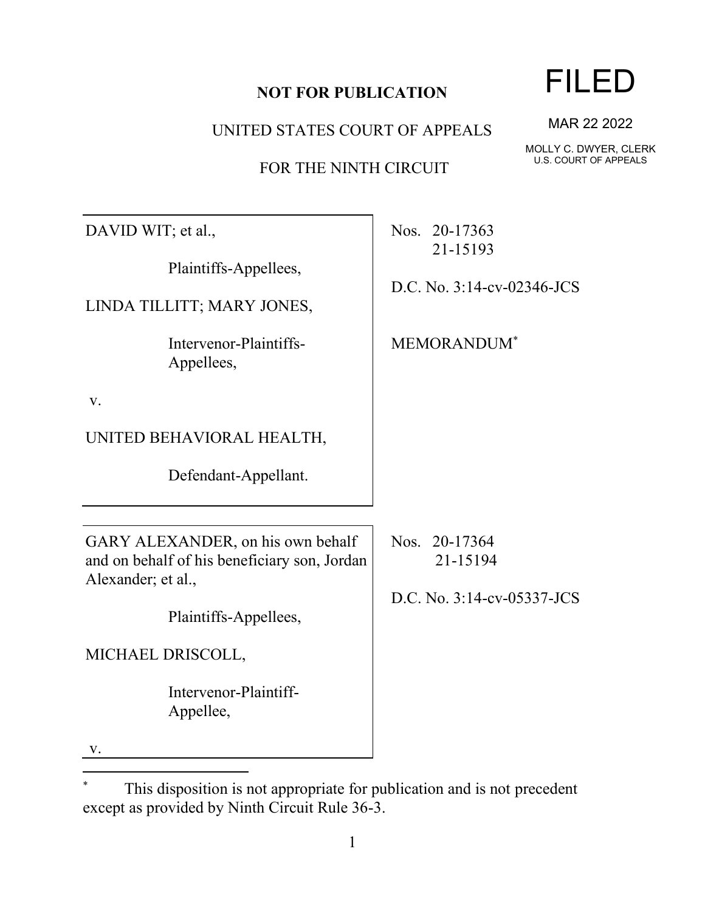**NOT FOR PUBLICATION**

UNITED STATES COURT OF APPEALS

FOR THE NINTH CIRCUIT

**FILED**

MAR 22 2022

MOLLY C. DWYER, CLERK
U.S. COURT OF APPEALS

DAVID WIT; et al.,

Plaintiffs-Appellees,

LINDA TILLITT; MARY JONES,

Intervenor-Plaintiffs-Appellees,

v.

UNITED BEHAVIORAL HEALTH,

Defendant-Appellant.

Nos. 20-17363
21-15193

D.C. No. 3:14-cv-02346-JCS

MEMORANDUM*

GARY ALEXANDER, on his own behalf and on behalf of his beneficiary son, Jordan Alexander; et al.,

Plaintiffs-Appellees,

MICHAEL DRISCOLL,

Intervenor-Plaintiff-Appellee,

v.

Nos. 20-17364
21-15194

D.C. No. 3:14-cv-05337-JCS

* This disposition is not appropriate for publication and is not precedent except as provided by Ninth Circuit Rule 36-3.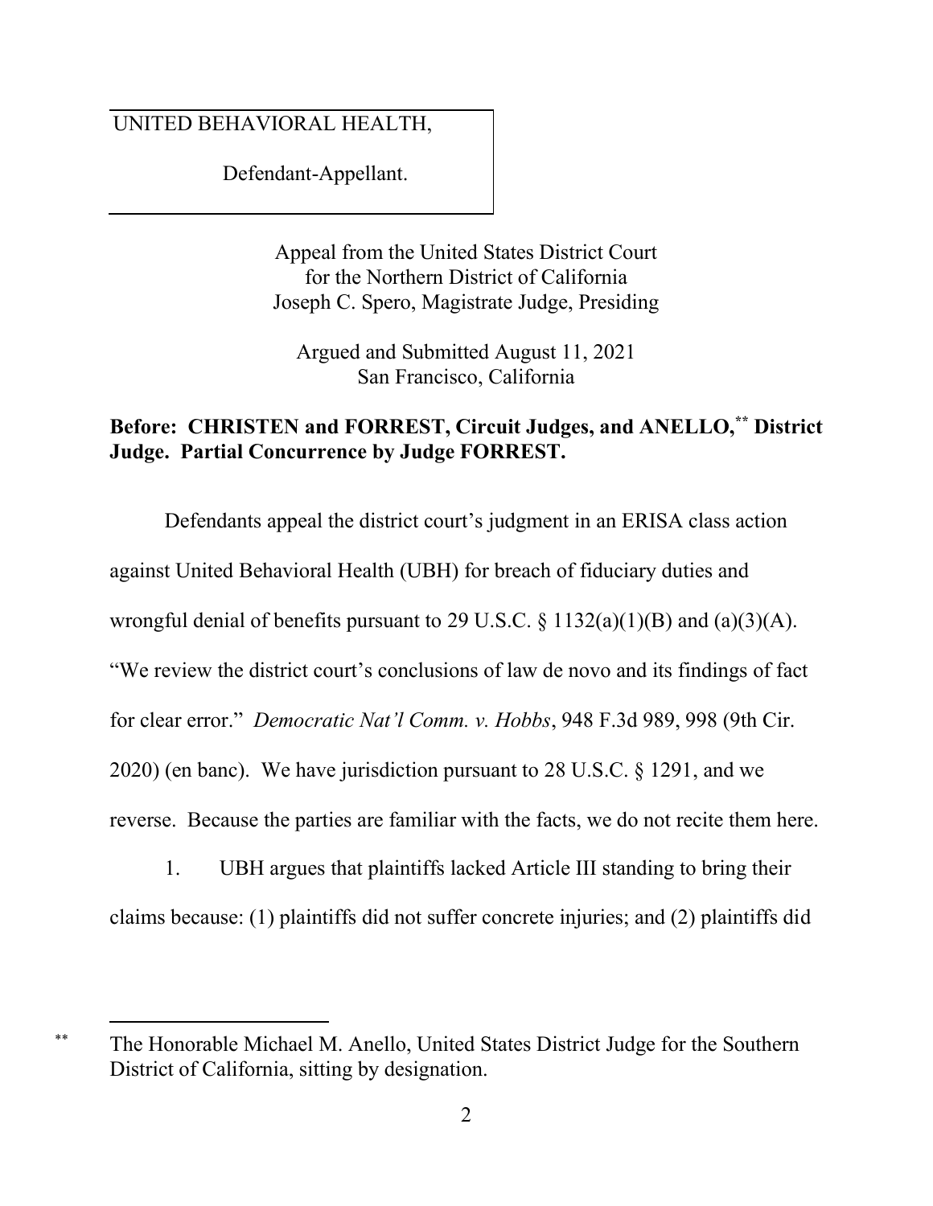UNITED BEHAVIORAL HEALTH,

Defendant-Appellant.

Appeal from the United States District Court
for the Northern District of California
Joseph C. Spero, Magistrate Judge, Presiding

Argued and Submitted August 11, 2021
San Francisco, California

**Before: CHRISTEN and FORREST, Circuit Judges, and ANELLO,[**] District Judge. Partial Concurrence by Judge FORREST.**

Defendants appeal the district court's judgment in an ERISA class action against United Behavioral Health (UBH) for breach of fiduciary duties and wrongful denial of benefits pursuant to 29 U.S.C. § 1132(a)(1)(B) and (a)(3)(A). "We review the district court's conclusions of law de novo and its findings of fact for clear error." *Democratic Nat'l Comm. v. Hobbs*, 948 F.3d 989, 998 (9th Cir. 2020) (en banc). We have jurisdiction pursuant to 28 U.S.C. § 1291, and we reverse. Because the parties are familiar with the facts, we do not recite them here.

1. UBH argues that plaintiffs lacked Article III standing to bring their claims because: (1) plaintiffs did not suffer concrete injuries; and (2) plaintiffs did

---

[**] The Honorable Michael M. Anello, United States District Judge for the Southern District of California, sitting by designation.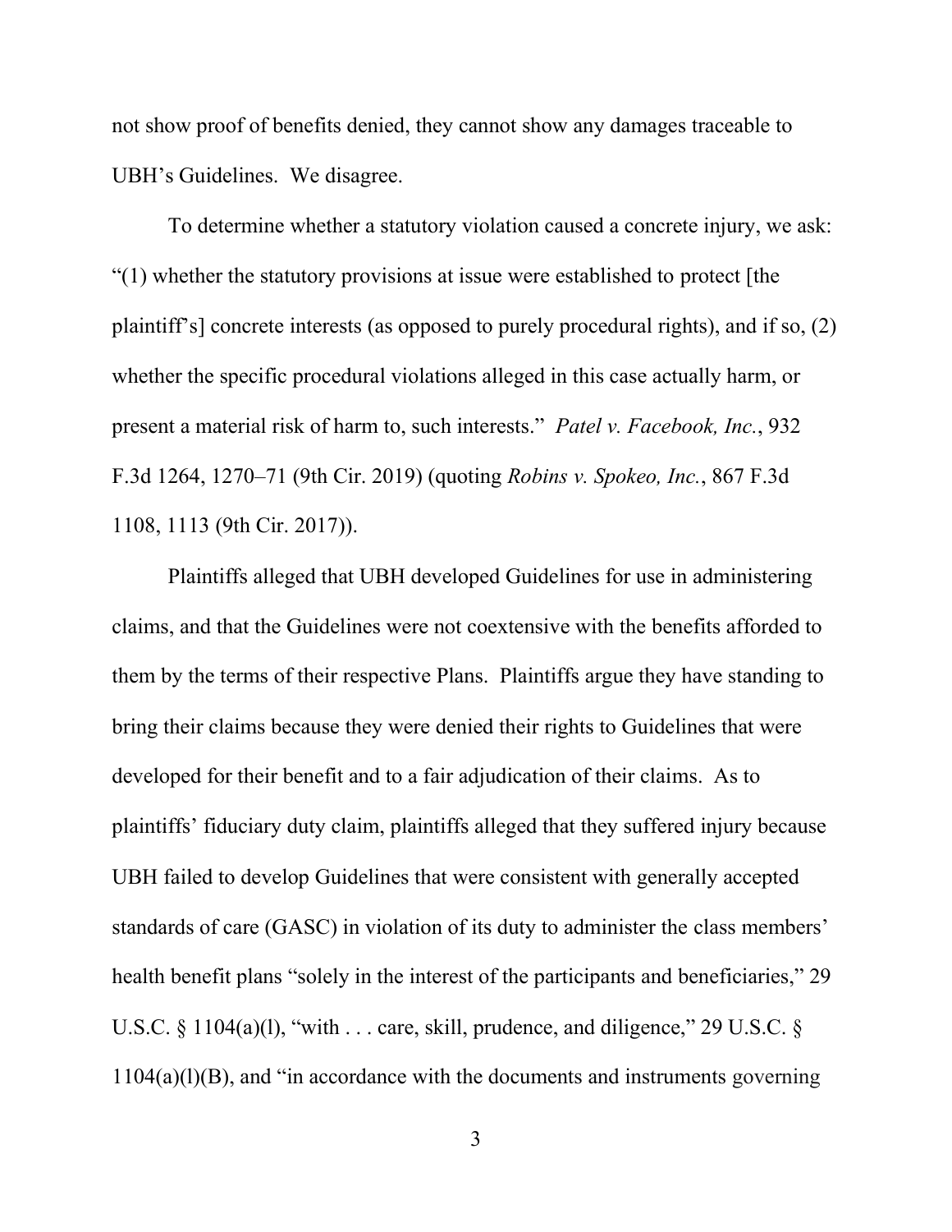not show proof of benefits denied, they cannot show any damages traceable to UBH's Guidelines. We disagree.

To determine whether a statutory violation caused a concrete injury, we ask: "(1) whether the statutory provisions at issue were established to protect [the plaintiff's] concrete interests (as opposed to purely procedural rights), and if so, (2) whether the specific procedural violations alleged in this case actually harm, or present a material risk of harm to, such interests." *Patel v. Facebook, Inc.*, 932 F.3d 1264, 1270–71 (9th Cir. 2019) (quoting *Robins v. Spokeo, Inc.*, 867 F.3d 1108, 1113 (9th Cir. 2017)).

Plaintiffs alleged that UBH developed Guidelines for use in administering claims, and that the Guidelines were not coextensive with the benefits afforded to them by the terms of their respective Plans. Plaintiffs argue they have standing to bring their claims because they were denied their rights to Guidelines that were developed for their benefit and to a fair adjudication of their claims. As to plaintiffs' fiduciary duty claim, plaintiffs alleged that they suffered injury because UBH failed to develop Guidelines that were consistent with generally accepted standards of care (GASC) in violation of its duty to administer the class members' health benefit plans "solely in the interest of the participants and beneficiaries," 29 U.S.C. § 1104(a)(l), "with . . . care, skill, prudence, and diligence," 29 U.S.C. § 1104(a)(l)(B), and "in accordance with the documents and instruments governing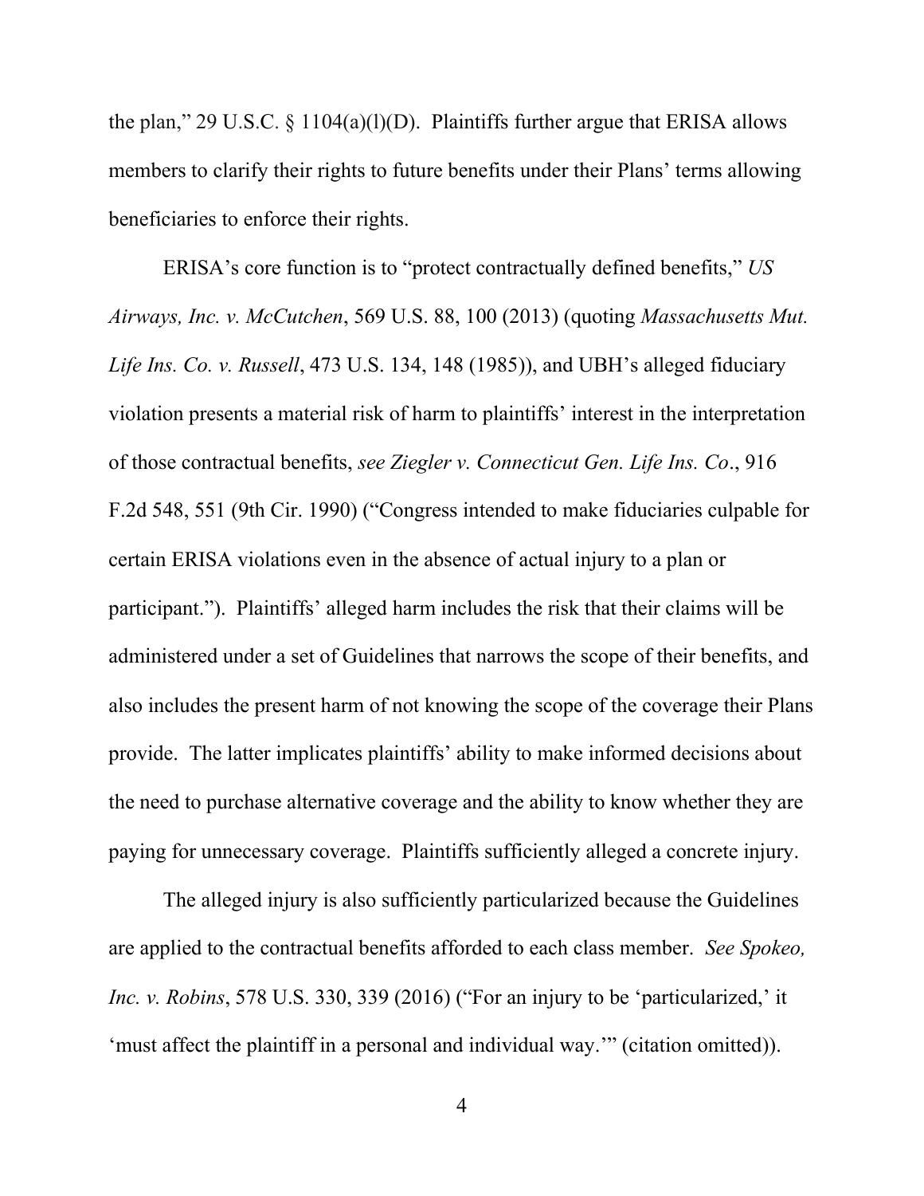the plan," 29 U.S.C. § 1104(a)(l)(D). Plaintiffs further argue that ERISA allows members to clarify their rights to future benefits under their Plans' terms allowing beneficiaries to enforce their rights.

ERISA's core function is to "protect contractually defined benefits," *US Airways, Inc. v. McCutchen*, 569 U.S. 88, 100 (2013) (quoting *Massachusetts Mut. Life Ins. Co. v. Russell*, 473 U.S. 134, 148 (1985)), and UBH's alleged fiduciary violation presents a material risk of harm to plaintiffs' interest in the interpretation of those contractual benefits, *see Ziegler v. Connecticut Gen. Life Ins. Co*., 916 F.2d 548, 551 (9th Cir. 1990) ("Congress intended to make fiduciaries culpable for certain ERISA violations even in the absence of actual injury to a plan or participant."). Plaintiffs' alleged harm includes the risk that their claims will be administered under a set of Guidelines that narrows the scope of their benefits, and also includes the present harm of not knowing the scope of the coverage their Plans provide. The latter implicates plaintiffs' ability to make informed decisions about the need to purchase alternative coverage and the ability to know whether they are paying for unnecessary coverage. Plaintiffs sufficiently alleged a concrete injury.

The alleged injury is also sufficiently particularized because the Guidelines are applied to the contractual benefits afforded to each class member. *See Spokeo, Inc. v. Robins*, 578 U.S. 330, 339 (2016) ("For an injury to be 'particularized,' it 'must affect the plaintiff in a personal and individual way.'" (citation omitted)).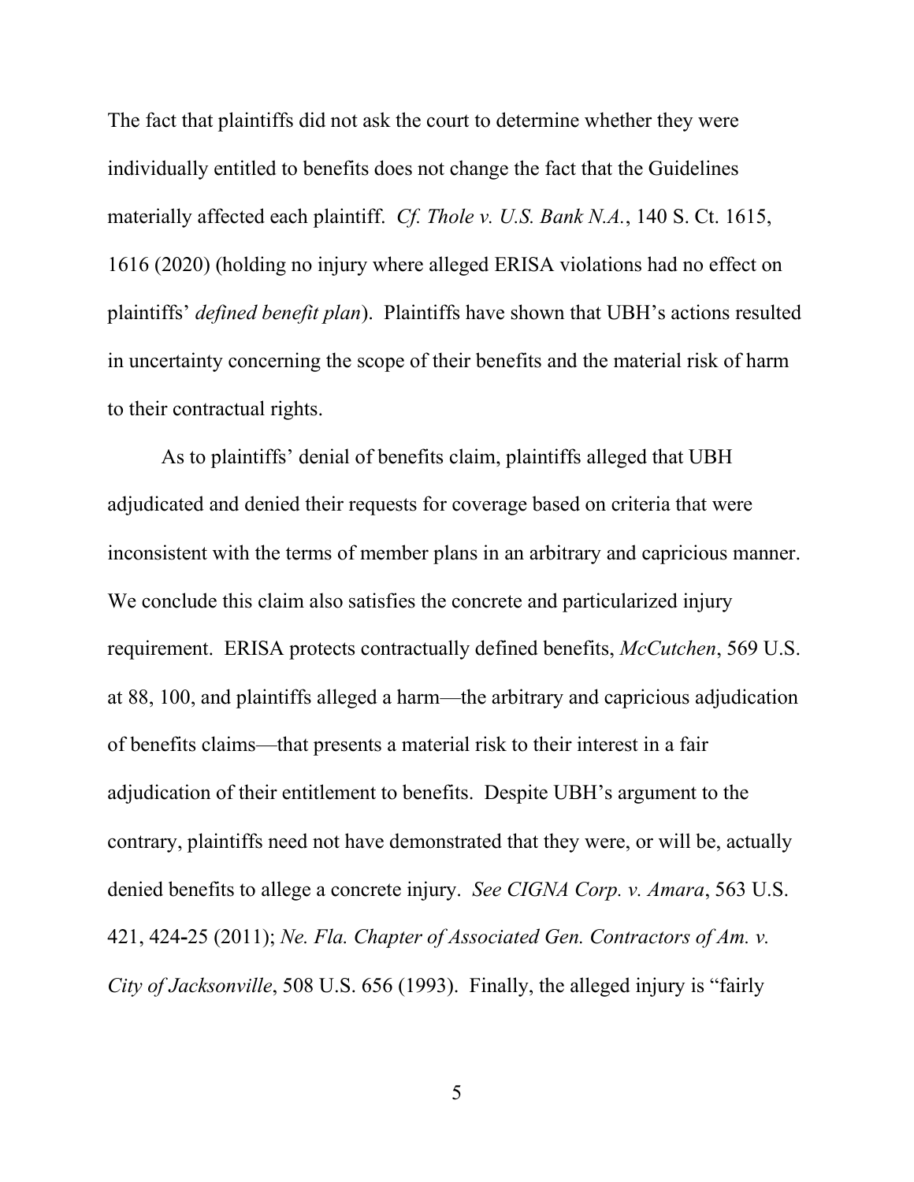The fact that plaintiffs did not ask the court to determine whether they were individually entitled to benefits does not change the fact that the Guidelines materially affected each plaintiff. *Cf. Thole v. U.S. Bank N.A.*, 140 S. Ct. 1615, 1616 (2020) (holding no injury where alleged ERISA violations had no effect on plaintiffs' *defined benefit plan*). Plaintiffs have shown that UBH's actions resulted in uncertainty concerning the scope of their benefits and the material risk of harm to their contractual rights.

As to plaintiffs' denial of benefits claim, plaintiffs alleged that UBH adjudicated and denied their requests for coverage based on criteria that were inconsistent with the terms of member plans in an arbitrary and capricious manner. We conclude this claim also satisfies the concrete and particularized injury requirement. ERISA protects contractually defined benefits, *McCutchen*, 569 U.S. at 88, 100, and plaintiffs alleged a harm—the arbitrary and capricious adjudication of benefits claims—that presents a material risk to their interest in a fair adjudication of their entitlement to benefits. Despite UBH's argument to the contrary, plaintiffs need not have demonstrated that they were, or will be, actually denied benefits to allege a concrete injury. *See CIGNA Corp. v. Amara*, 563 U.S. 421, 424-25 (2011); *Ne. Fla. Chapter of Associated Gen. Contractors of Am. v. City of Jacksonville*, 508 U.S. 656 (1993). Finally, the alleged injury is "fairly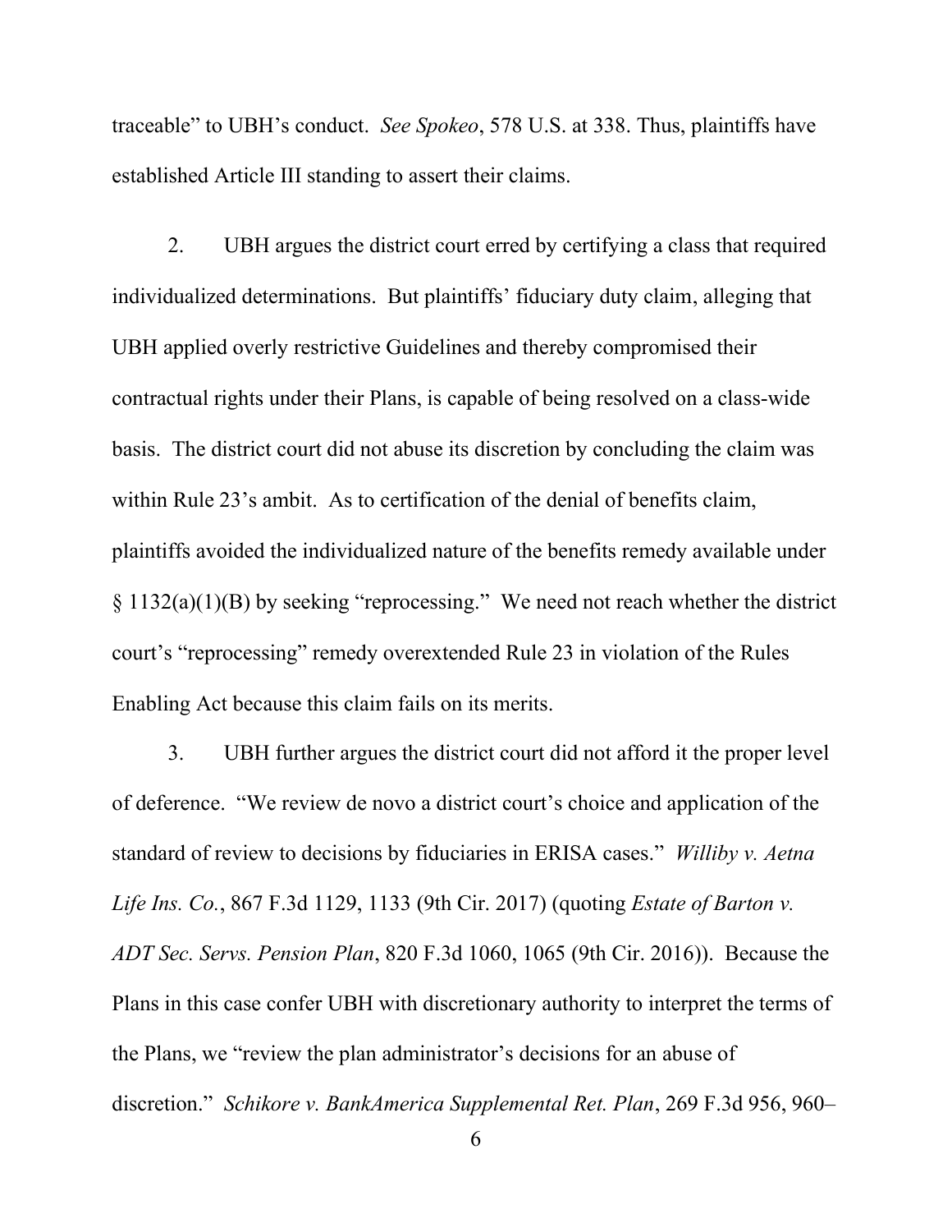traceable" to UBH's conduct. *See Spokeo*, 578 U.S. at 338. Thus, plaintiffs have established Article III standing to assert their claims.

2. UBH argues the district court erred by certifying a class that required individualized determinations. But plaintiffs' fiduciary duty claim, alleging that UBH applied overly restrictive Guidelines and thereby compromised their contractual rights under their Plans, is capable of being resolved on a class-wide basis. The district court did not abuse its discretion by concluding the claim was within Rule 23's ambit. As to certification of the denial of benefits claim, plaintiffs avoided the individualized nature of the benefits remedy available under § 1132(a)(1)(B) by seeking "reprocessing." We need not reach whether the district court's "reprocessing" remedy overextended Rule 23 in violation of the Rules Enabling Act because this claim fails on its merits.

3. UBH further argues the district court did not afford it the proper level of deference. "We review de novo a district court's choice and application of the standard of review to decisions by fiduciaries in ERISA cases." *Williby v. Aetna Life Ins. Co.*, 867 F.3d 1129, 1133 (9th Cir. 2017) (quoting *Estate of Barton v. ADT Sec. Servs. Pension Plan*, 820 F.3d 1060, 1065 (9th Cir. 2016)). Because the Plans in this case confer UBH with discretionary authority to interpret the terms of the Plans, we "review the plan administrator's decisions for an abuse of discretion." *Schikore v. BankAmerica Supplemental Ret. Plan*, 269 F.3d 956, 960–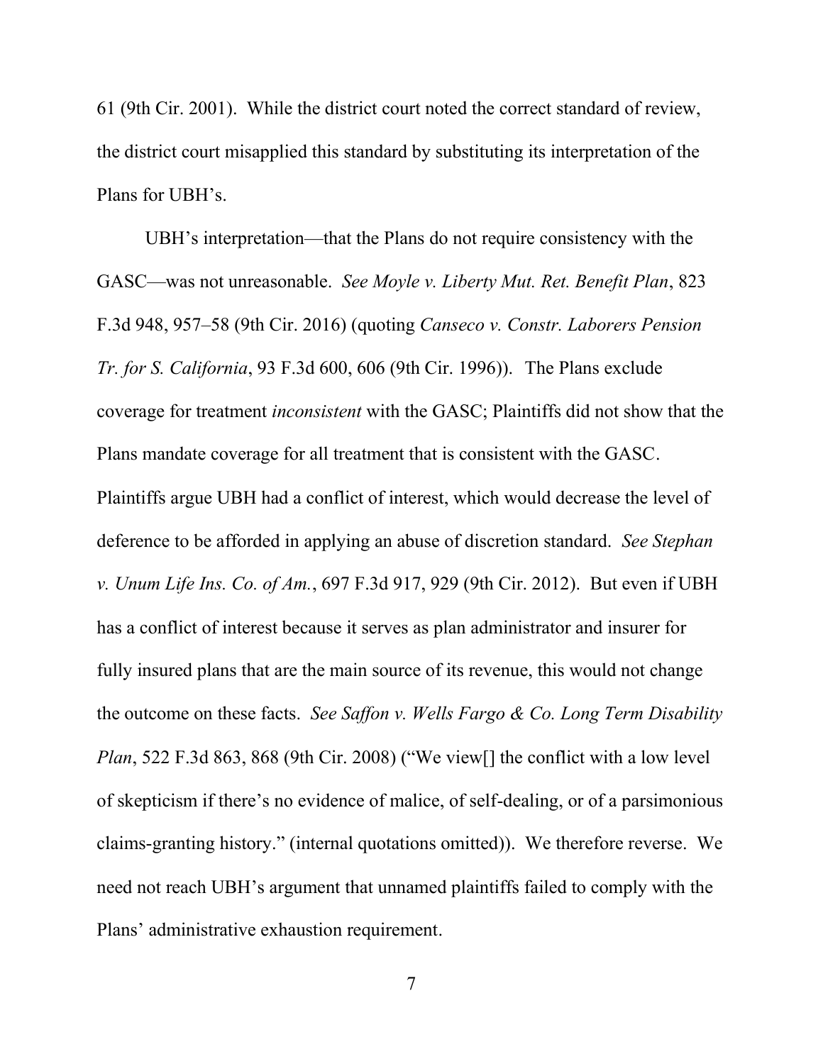61 (9th Cir. 2001). While the district court noted the correct standard of review, the district court misapplied this standard by substituting its interpretation of the Plans for UBH's.

UBH's interpretation—that the Plans do not require consistency with the GASC—was not unreasonable. *See Moyle v. Liberty Mut. Ret. Benefit Plan*, 823 F.3d 948, 957–58 (9th Cir. 2016) (quoting *Canseco v. Constr. Laborers Pension Tr. for S. California*, 93 F.3d 600, 606 (9th Cir. 1996)). The Plans exclude coverage for treatment *inconsistent* with the GASC; Plaintiffs did not show that the Plans mandate coverage for all treatment that is consistent with the GASC. Plaintiffs argue UBH had a conflict of interest, which would decrease the level of deference to be afforded in applying an abuse of discretion standard. *See Stephan v. Unum Life Ins. Co. of Am.*, 697 F.3d 917, 929 (9th Cir. 2012). But even if UBH has a conflict of interest because it serves as plan administrator and insurer for fully insured plans that are the main source of its revenue, this would not change the outcome on these facts. *See Saffon v. Wells Fargo & Co. Long Term Disability Plan*, 522 F.3d 863, 868 (9th Cir. 2008) ("We view[] the conflict with a low level of skepticism if there's no evidence of malice, of self-dealing, or of a parsimonious claims-granting history." (internal quotations omitted)). We therefore reverse. We need not reach UBH's argument that unnamed plaintiffs failed to comply with the Plans' administrative exhaustion requirement.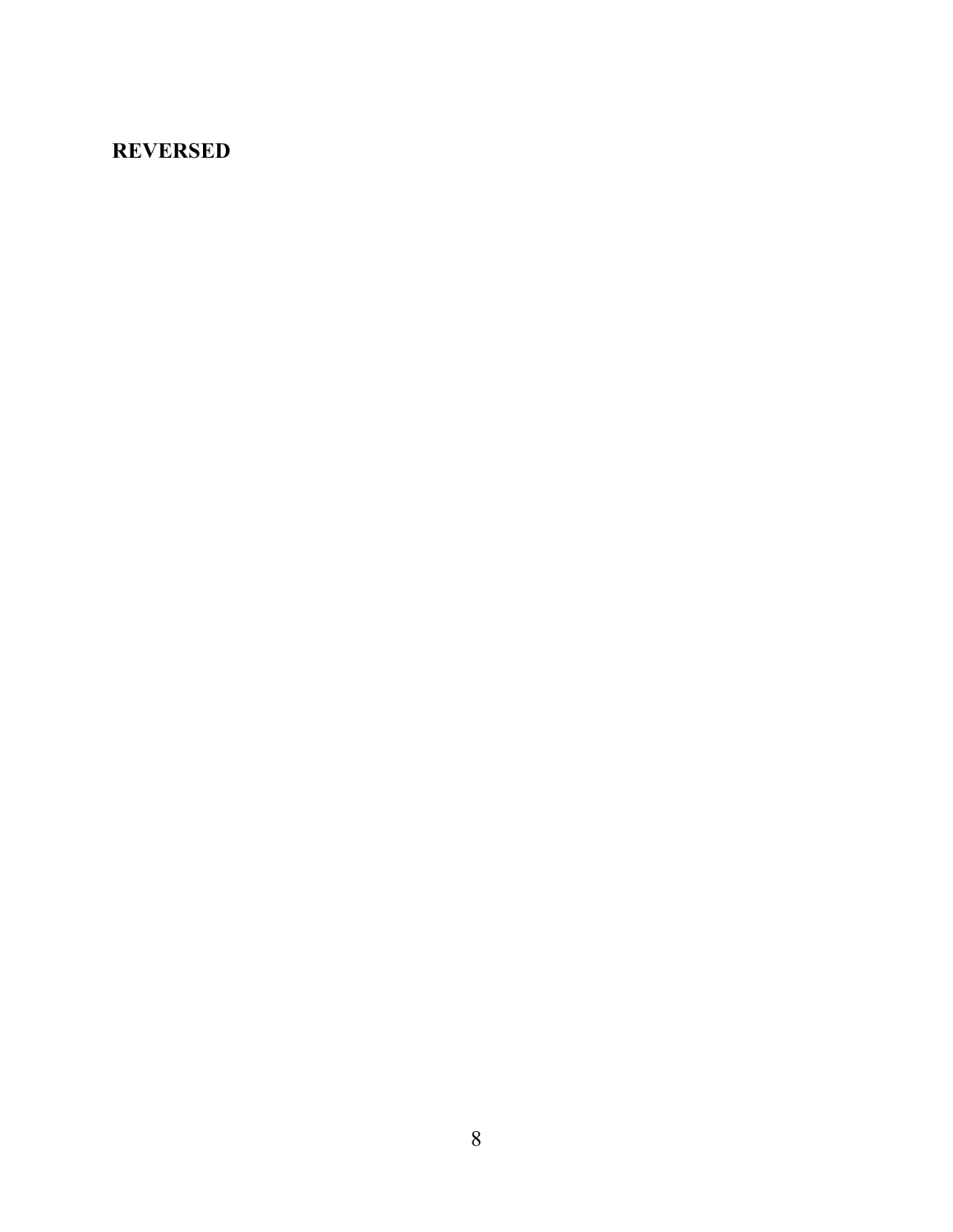**REVERSED**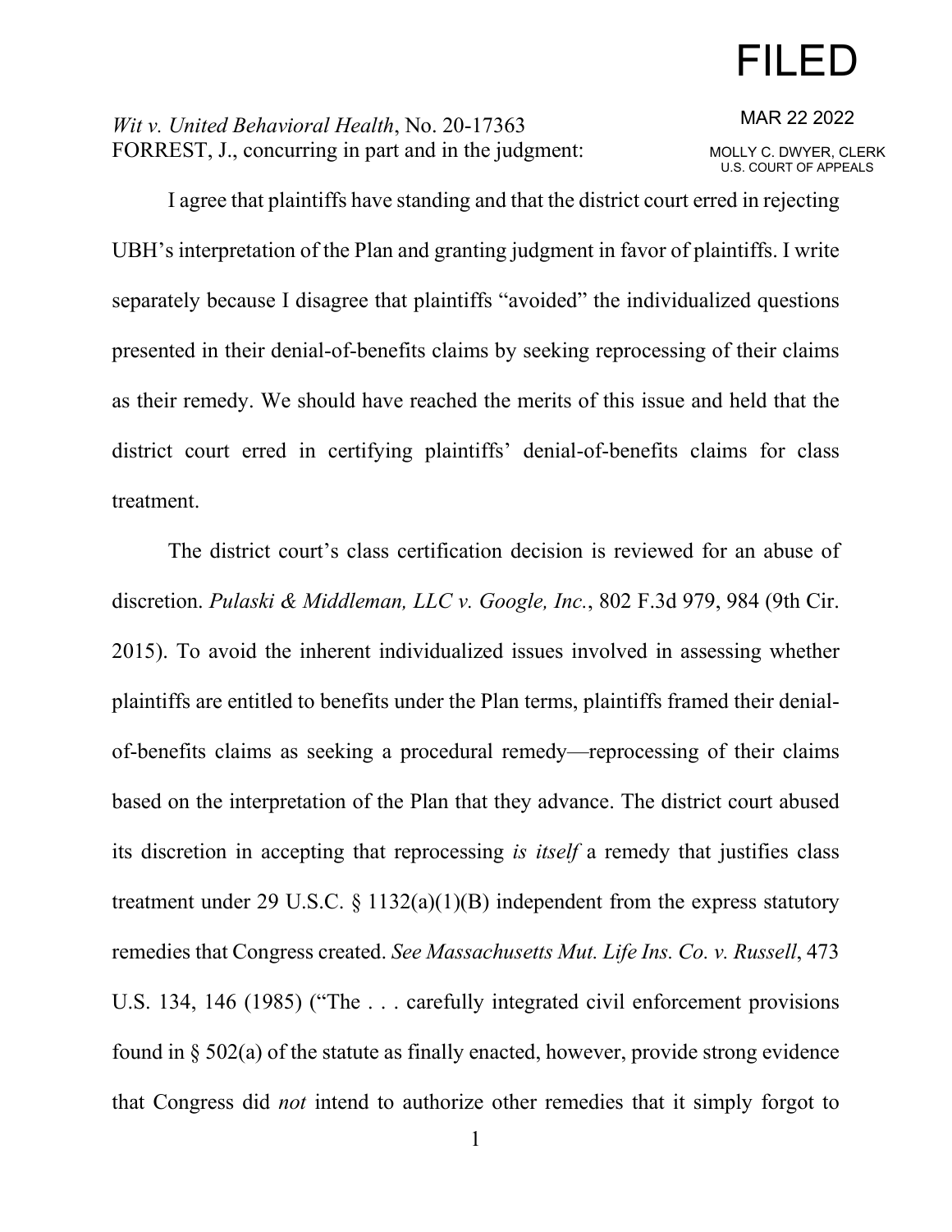FILED

MAR 22 2022

MOLLY C. DWYER, CLERK
U.S. COURT OF APPEALS

*Wit v. United Behavioral Health*, No. 20-17363
FORREST, J., concurring in part and in the judgment:

I agree that plaintiffs have standing and that the district court erred in rejecting UBH's interpretation of the Plan and granting judgment in favor of plaintiffs. I write separately because I disagree that plaintiffs "avoided" the individualized questions presented in their denial-of-benefits claims by seeking reprocessing of their claims as their remedy. We should have reached the merits of this issue and held that the district court erred in certifying plaintiffs' denial-of-benefits claims for class treatment.

The district court's class certification decision is reviewed for an abuse of discretion. *Pulaski & Middleman, LLC v. Google, Inc.*, 802 F.3d 979, 984 (9th Cir. 2015). To avoid the inherent individualized issues involved in assessing whether plaintiffs are entitled to benefits under the Plan terms, plaintiffs framed their denial-of-benefits claims as seeking a procedural remedy—reprocessing of their claims based on the interpretation of the Plan that they advance. The district court abused its discretion in accepting that reprocessing *is itself* a remedy that justifies class treatment under 29 U.S.C. § 1132(a)(1)(B) independent from the express statutory remedies that Congress created. *See Massachusetts Mut. Life Ins. Co. v. Russell*, 473 U.S. 134, 146 (1985) ("The . . . carefully integrated civil enforcement provisions found in § 502(a) of the statute as finally enacted, however, provide strong evidence that Congress did *not* intend to authorize other remedies that it simply forgot to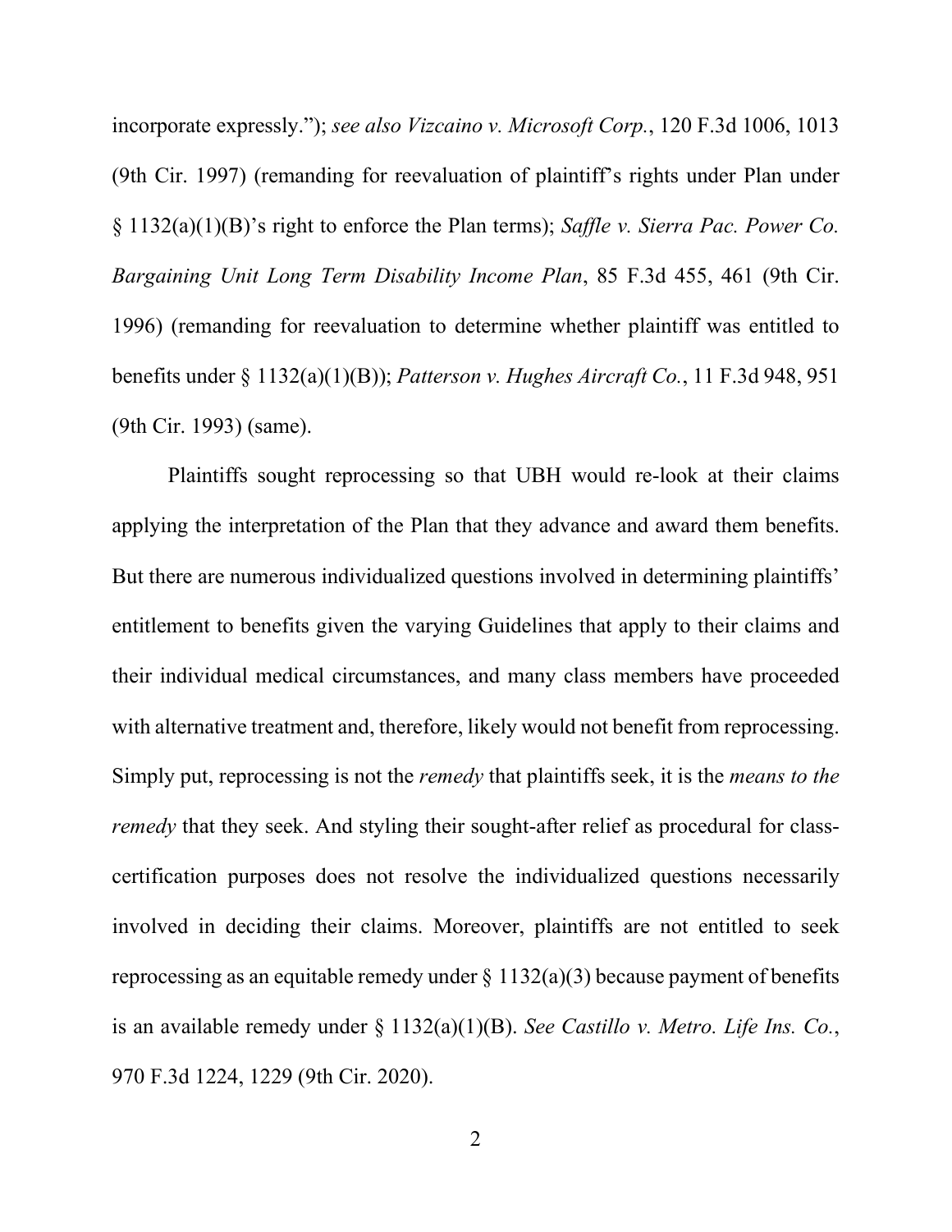incorporate expressly."); *see also Vizcaino v. Microsoft Corp.*, 120 F.3d 1006, 1013 (9th Cir. 1997) (remanding for reevaluation of plaintiff's rights under Plan under § 1132(a)(1)(B)'s right to enforce the Plan terms); *Saffle v. Sierra Pac. Power Co. Bargaining Unit Long Term Disability Income Plan*, 85 F.3d 455, 461 (9th Cir. 1996) (remanding for reevaluation to determine whether plaintiff was entitled to benefits under § 1132(a)(1)(B)); *Patterson v. Hughes Aircraft Co.*, 11 F.3d 948, 951 (9th Cir. 1993) (same).

Plaintiffs sought reprocessing so that UBH would re-look at their claims applying the interpretation of the Plan that they advance and award them benefits. But there are numerous individualized questions involved in determining plaintiffs' entitlement to benefits given the varying Guidelines that apply to their claims and their individual medical circumstances, and many class members have proceeded with alternative treatment and, therefore, likely would not benefit from reprocessing. Simply put, reprocessing is not the *remedy* that plaintiffs seek, it is the *means to the remedy* that they seek. And styling their sought-after relief as procedural for class-certification purposes does not resolve the individualized questions necessarily involved in deciding their claims. Moreover, plaintiffs are not entitled to seek reprocessing as an equitable remedy under § 1132(a)(3) because payment of benefits is an available remedy under § 1132(a)(1)(B). *See Castillo v. Metro. Life Ins. Co.*, 970 F.3d 1224, 1229 (9th Cir. 2020).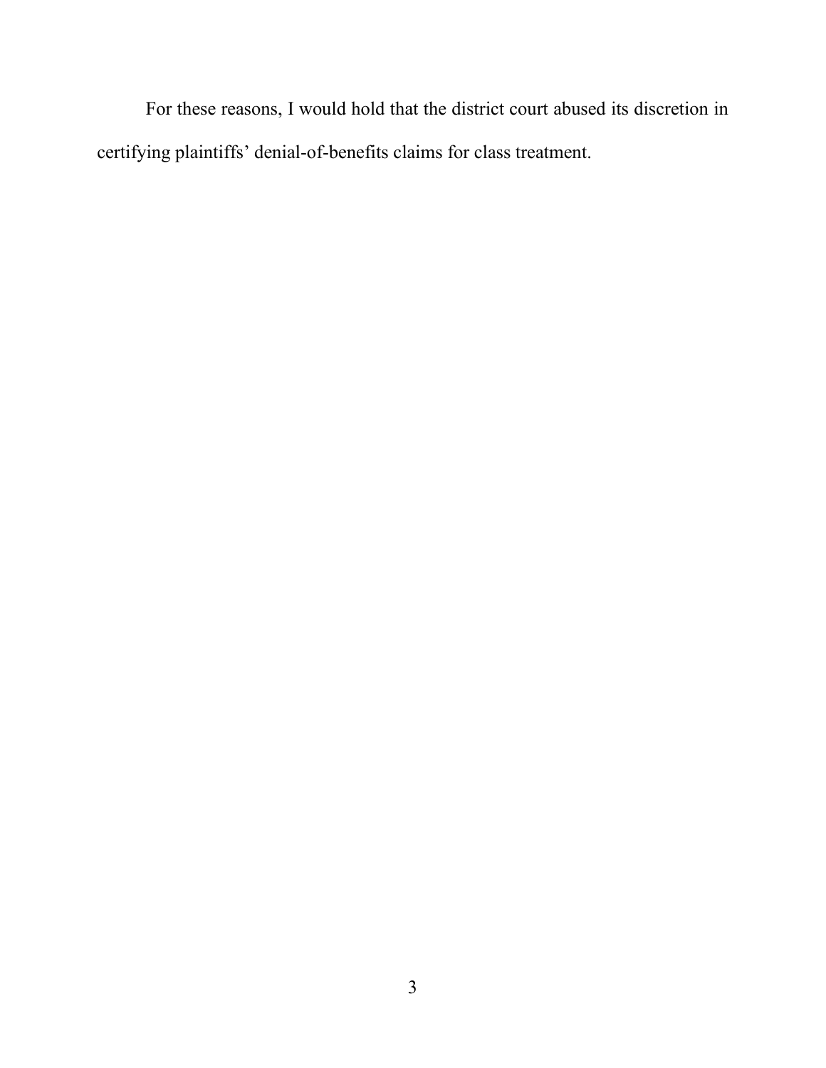For these reasons, I would hold that the district court abused its discretion in certifying plaintiffs' denial-of-benefits claims for class treatment.